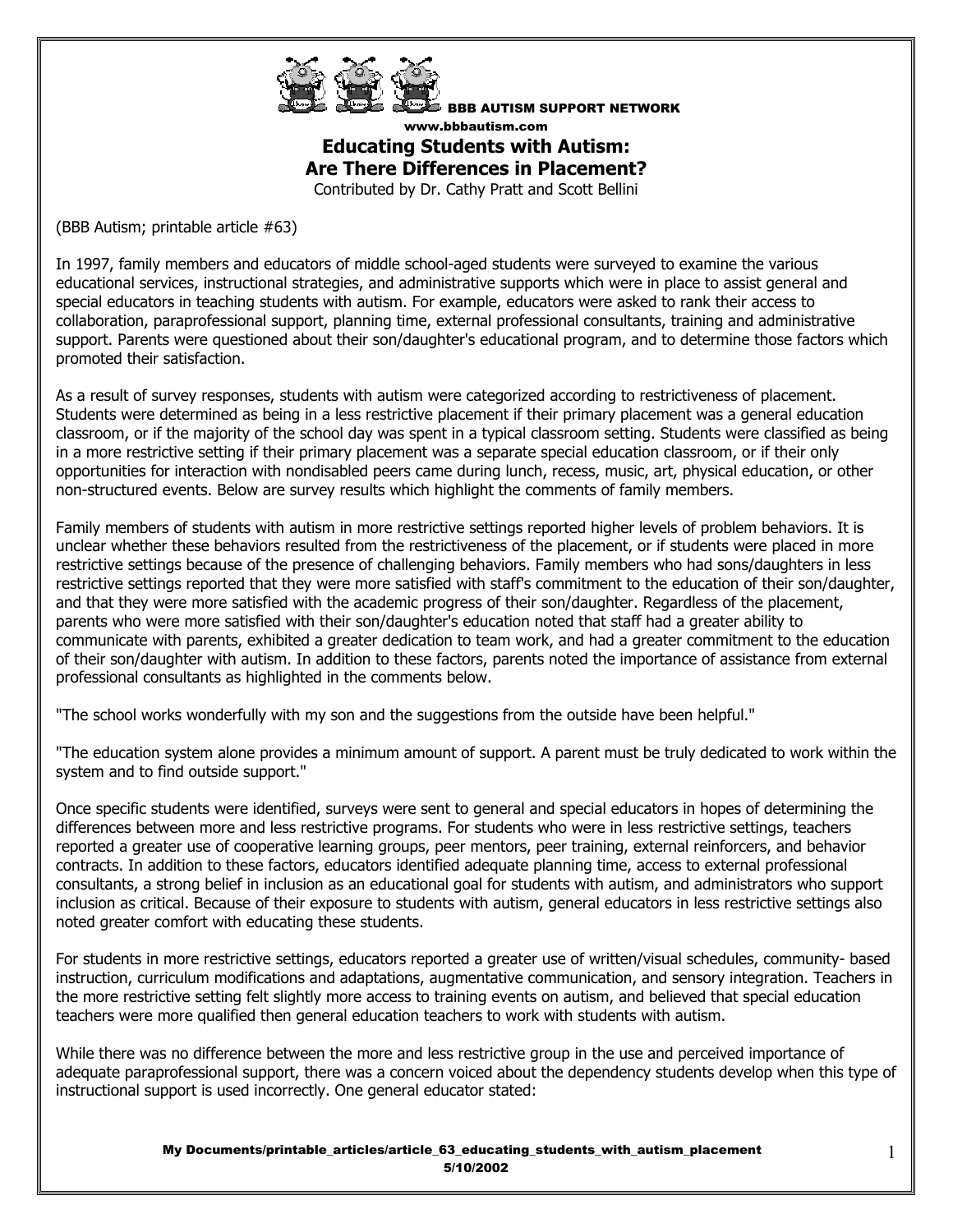BBB AUTISM SUPPORT NETWORK
www.bbbautism.com

# Educating Students with Autism: Are There Differences in Placement?

Contributed by Dr. Cathy Pratt and Scott Bellini

(BBB Autism; printable article #63)

In 1997, family members and educators of middle school-aged students were surveyed to examine the various educational services, instructional strategies, and administrative supports which were in place to assist general and special educators in teaching students with autism. For example, educators were asked to rank their access to collaboration, paraprofessional support, planning time, external professional consultants, training and administrative support. Parents were questioned about their son/daughter's educational program, and to determine those factors which promoted their satisfaction.

As a result of survey responses, students with autism were categorized according to restrictiveness of placement. Students were determined as being in a less restrictive placement if their primary placement was a general education classroom, or if the majority of the school day was spent in a typical classroom setting. Students were classified as being in a more restrictive setting if their primary placement was a separate special education classroom, or if their only opportunities for interaction with nondisabled peers came during lunch, recess, music, art, physical education, or other non-structured events. Below are survey results which highlight the comments of family members.

Family members of students with autism in more restrictive settings reported higher levels of problem behaviors. It is unclear whether these behaviors resulted from the restrictiveness of the placement, or if students were placed in more restrictive settings because of the presence of challenging behaviors. Family members who had sons/daughters in less restrictive settings reported that they were more satisfied with staff's commitment to the education of their son/daughter, and that they were more satisfied with the academic progress of their son/daughter. Regardless of the placement, parents who were more satisfied with their son/daughter's education noted that staff had a greater ability to communicate with parents, exhibited a greater dedication to team work, and had a greater commitment to the education of their son/daughter with autism. In addition to these factors, parents noted the importance of assistance from external professional consultants as highlighted in the comments below.

"The school works wonderfully with my son and the suggestions from the outside have been helpful."

"The education system alone provides a minimum amount of support. A parent must be truly dedicated to work within the system and to find outside support."

Once specific students were identified, surveys were sent to general and special educators in hopes of determining the differences between more and less restrictive programs. For students who were in less restrictive settings, teachers reported a greater use of cooperative learning groups, peer mentors, peer training, external reinforcers, and behavior contracts. In addition to these factors, educators identified adequate planning time, access to external professional consultants, a strong belief in inclusion as an educational goal for students with autism, and administrators who support inclusion as critical. Because of their exposure to students with autism, general educators in less restrictive settings also noted greater comfort with educating these students.

For students in more restrictive settings, educators reported a greater use of written/visual schedules, community- based instruction, curriculum modifications and adaptations, augmentative communication, and sensory integration. Teachers in the more restrictive setting felt slightly more access to training events on autism, and believed that special education teachers were more qualified then general education teachers to work with students with autism.

While there was no difference between the more and less restrictive group in the use and perceived importance of adequate paraprofessional support, there was a concern voiced about the dependency students develop when this type of instructional support is used incorrectly. One general educator stated: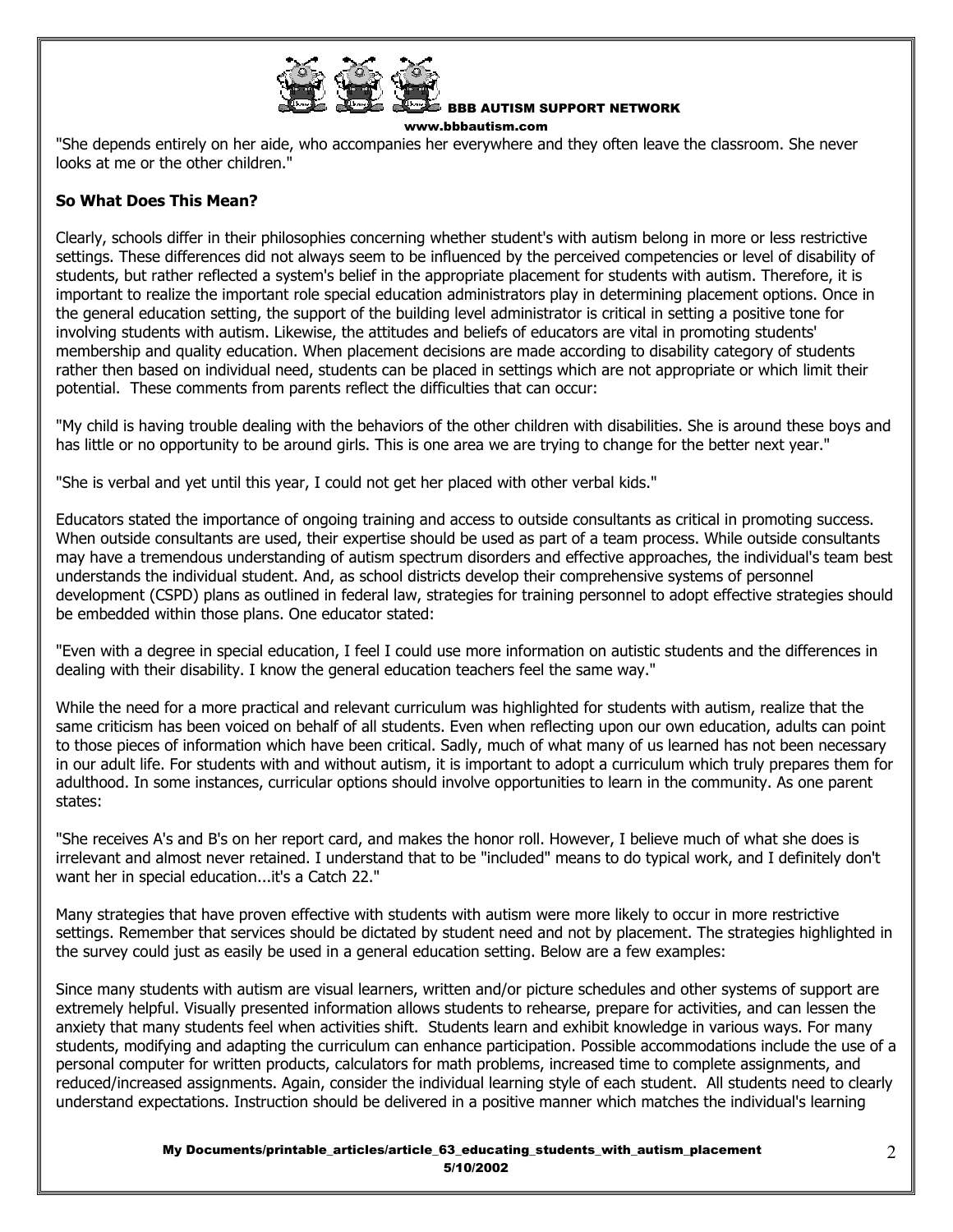"She depends entirely on her aide, who accompanies her everywhere and they often leave the classroom. She never looks at me or the other children."

**So What Does This Mean?**

Clearly, schools differ in their philosophies concerning whether student's with autism belong in more or less restrictive settings. These differences did not always seem to be influenced by the perceived competencies or level of disability of students, but rather reflected a system's belief in the appropriate placement for students with autism. Therefore, it is important to realize the important role special education administrators play in determining placement options. Once in the general education setting, the support of the building level administrator is critical in setting a positive tone for involving students with autism. Likewise, the attitudes and beliefs of educators are vital in promoting students' membership and quality education. When placement decisions are made according to disability category of students rather then based on individual need, students can be placed in settings which are not appropriate or which limit their potential. These comments from parents reflect the difficulties that can occur:

"My child is having trouble dealing with the behaviors of the other children with disabilities. She is around these boys and has little or no opportunity to be around girls. This is one area we are trying to change for the better next year."

"She is verbal and yet until this year, I could not get her placed with other verbal kids."

Educators stated the importance of ongoing training and access to outside consultants as critical in promoting success. When outside consultants are used, their expertise should be used as part of a team process. While outside consultants may have a tremendous understanding of autism spectrum disorders and effective approaches, the individual's team best understands the individual student. And, as school districts develop their comprehensive systems of personnel development (CSPD) plans as outlined in federal law, strategies for training personnel to adopt effective strategies should be embedded within those plans. One educator stated:

"Even with a degree in special education, I feel I could use more information on autistic students and the differences in dealing with their disability. I know the general education teachers feel the same way."

While the need for a more practical and relevant curriculum was highlighted for students with autism, realize that the same criticism has been voiced on behalf of all students. Even when reflecting upon our own education, adults can point to those pieces of information which have been critical. Sadly, much of what many of us learned has not been necessary in our adult life. For students with and without autism, it is important to adopt a curriculum which truly prepares them for adulthood. In some instances, curricular options should involve opportunities to learn in the community. As one parent states:

"She receives A's and B's on her report card, and makes the honor roll. However, I believe much of what she does is irrelevant and almost never retained. I understand that to be "included" means to do typical work, and I definitely don't want her in special education...it's a Catch 22."

Many strategies that have proven effective with students with autism were more likely to occur in more restrictive settings. Remember that services should be dictated by student need and not by placement. The strategies highlighted in the survey could just as easily be used in a general education setting. Below are a few examples:

Since many students with autism are visual learners, written and/or picture schedules and other systems of support are extremely helpful. Visually presented information allows students to rehearse, prepare for activities, and can lessen the anxiety that many students feel when activities shift. Students learn and exhibit knowledge in various ways. For many students, modifying and adapting the curriculum can enhance participation. Possible accommodations include the use of a personal computer for written products, calculators for math problems, increased time to complete assignments, and reduced/increased assignments. Again, consider the individual learning style of each student. All students need to clearly understand expectations. Instruction should be delivered in a positive manner which matches the individual's learning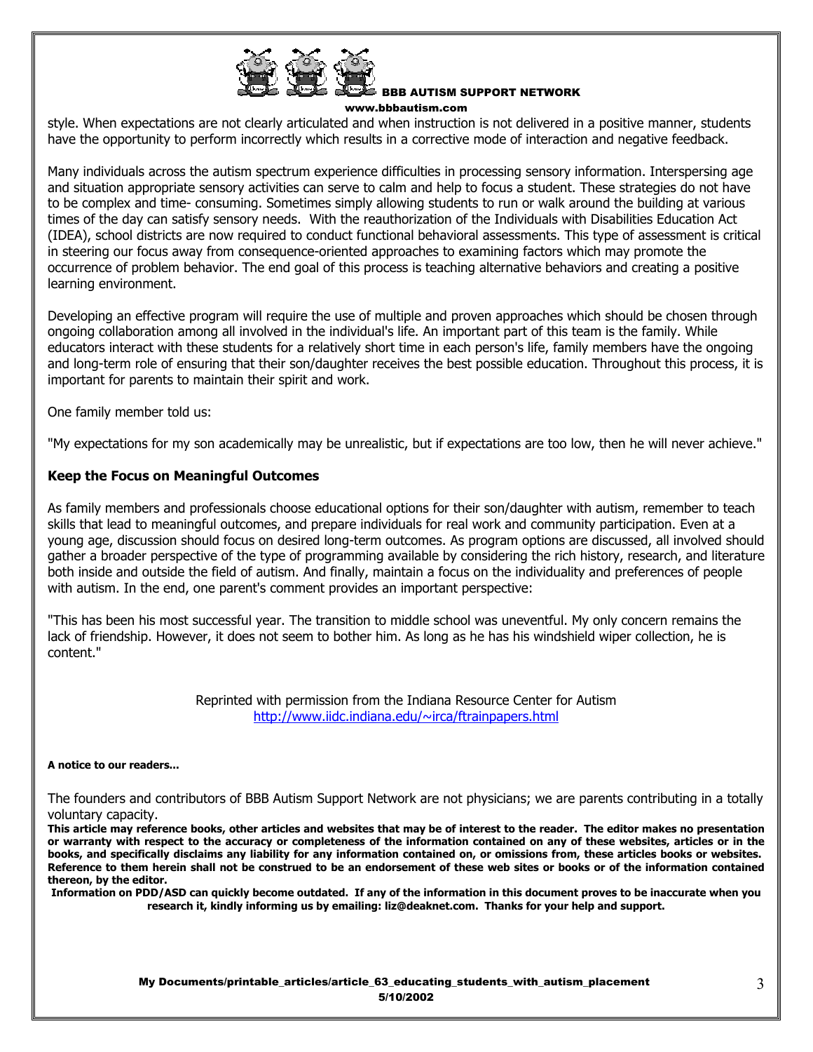style. When expectations are not clearly articulated and when instruction is not delivered in a positive manner, students have the opportunity to perform incorrectly which results in a corrective mode of interaction and negative feedback.

Many individuals across the autism spectrum experience difficulties in processing sensory information. Interspersing age and situation appropriate sensory activities can serve to calm and help to focus a student. These strategies do not have to be complex and time- consuming. Sometimes simply allowing students to run or walk around the building at various times of the day can satisfy sensory needs. With the reauthorization of the Individuals with Disabilities Education Act (IDEA), school districts are now required to conduct functional behavioral assessments. This type of assessment is critical in steering our focus away from consequence-oriented approaches to examining factors which may promote the occurrence of problem behavior. The end goal of this process is teaching alternative behaviors and creating a positive learning environment.

Developing an effective program will require the use of multiple and proven approaches which should be chosen through ongoing collaboration among all involved in the individual's life. An important part of this team is the family. While educators interact with these students for a relatively short time in each person's life, family members have the ongoing and long-term role of ensuring that their son/daughter receives the best possible education. Throughout this process, it is important for parents to maintain their spirit and work.

One family member told us:

"My expectations for my son academically may be unrealistic, but if expectations are too low, then he will never achieve."

**Keep the Focus on Meaningful Outcomes**

As family members and professionals choose educational options for their son/daughter with autism, remember to teach skills that lead to meaningful outcomes, and prepare individuals for real work and community participation. Even at a young age, discussion should focus on desired long-term outcomes. As program options are discussed, all involved should gather a broader perspective of the type of programming available by considering the rich history, research, and literature both inside and outside the field of autism. And finally, maintain a focus on the individuality and preferences of people with autism. In the end, one parent's comment provides an important perspective:

"This has been his most successful year. The transition to middle school was uneventful. My only concern remains the lack of friendship. However, it does not seem to bother him. As long as he has his windshield wiper collection, he is content."

Reprinted with permission from the Indiana Resource Center for Autism
http://www.iidc.indiana.edu/~irca/ftrainpapers.html

**A notice to our readers...**

The founders and contributors of BBB Autism Support Network are not physicians; we are parents contributing in a totally voluntary capacity.

**This article may reference books, other articles and websites that may be of interest to the reader. The editor makes no presentation or warranty with respect to the accuracy or completeness of the information contained on any of these websites, articles or in the books, and specifically disclaims any liability for any information contained on, or omissions from, these articles books or websites. Reference to them herein shall not be construed to be an endorsement of these web sites or books or of the information contained thereon, by the editor.**

**Information on PDD/ASD can quickly become outdated. If any of the information in this document proves to be inaccurate when you research it, kindly informing us by emailing: liz@deaknet.com. Thanks for your help and support.**